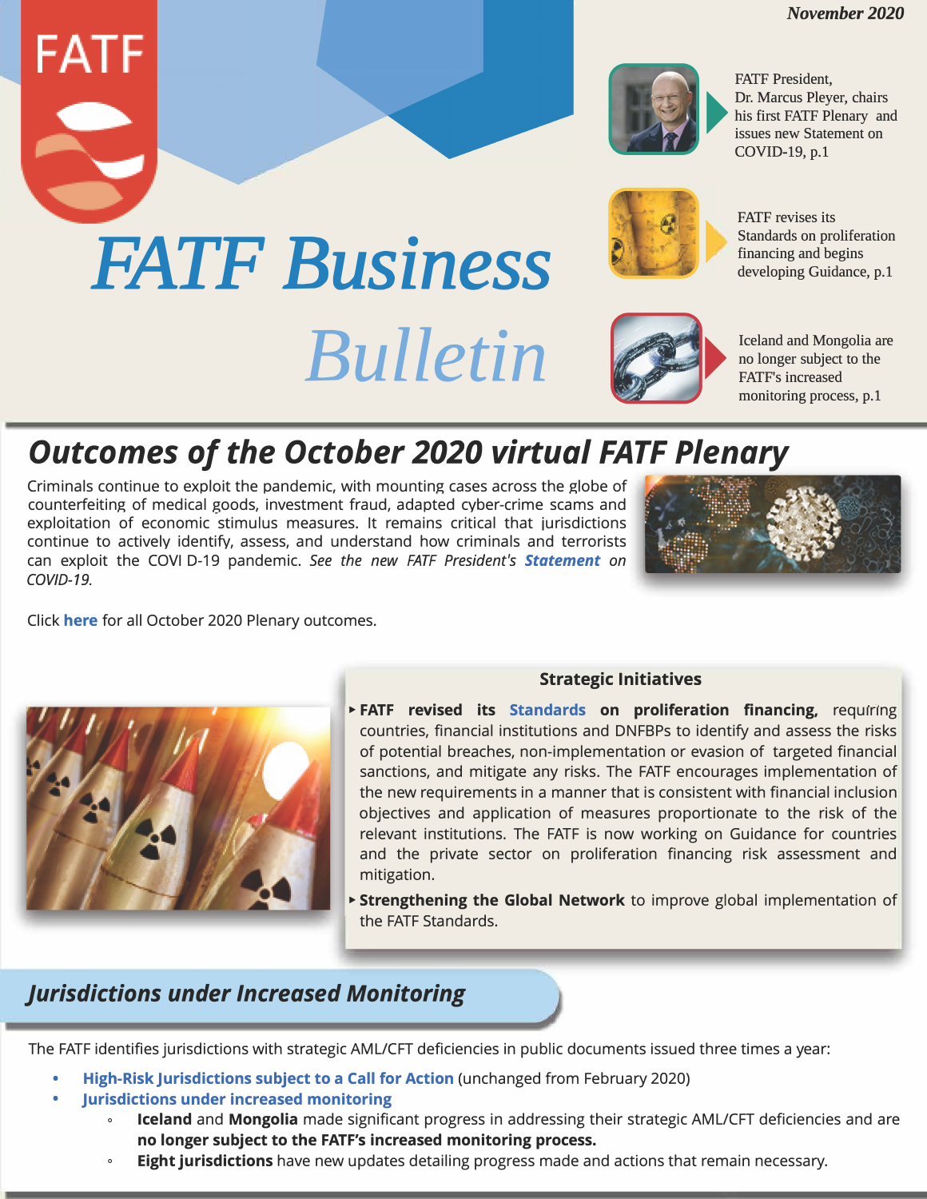November 2020

# FATF Business Bulletin

FATF President, Dr. Marcus Pleyer, chairs his first FATF Plenary and issues new Statement on COVID-19, p.1

FATF revises its Standards on proliferation financing and begins developing Guidance, p.1

Iceland and Mongolia are no longer subject to the FATF's increased monitoring process, p.1

## *Outcomes of the October 2020 virtual FATF Plenary*

Criminals continue to exploit the pandemic, with mounting cases across the globe of counterfeiting of medical goods, investment fraud, adapted cyber-crime scams and exploitation of economic stimulus measures. It remains critical that jurisdictions continue to actively identify, assess, and understand how criminals and terrorists can exploit the COVI D-19 pandemic. *See the new FATF President's **Statement** on COVID-19.*

Click **here** for all October 2020 Plenary outcomes.

### Strategic Initiatives

- **FATF revised its Standards on proliferation financing,** requiring countries, financial institutions and DNFBPs to identify and assess the risks of potential breaches, non-implementation or evasion of targeted financial sanctions, and mitigate any risks. The FATF encourages implementation of the new requirements in a manner that is consistent with financial inclusion objectives and application of measures proportionate to the risk of the relevant institutions. The FATF is now working on Guidance for countries and the private sector on proliferation financing risk assessment and mitigation.
- **Strengthening the Global Network** to improve global implementation of the FATF Standards.

## *Jurisdictions under Increased Monitoring*

The FATF identifies jurisdictions with strategic AML/CFT deficiencies in public documents issued three times a year:

- **High-Risk Jurisdictions subject to a Call for Action** (unchanged from February 2020)
- **Jurisdictions under increased monitoring**
  - **Iceland** and **Mongolia** made significant progress in addressing their strategic AML/CFT deficiencies and are **no longer subject to the FATF's increased monitoring process.**
  - **Eight jurisdictions** have new updates detailing progress made and actions that remain necessary.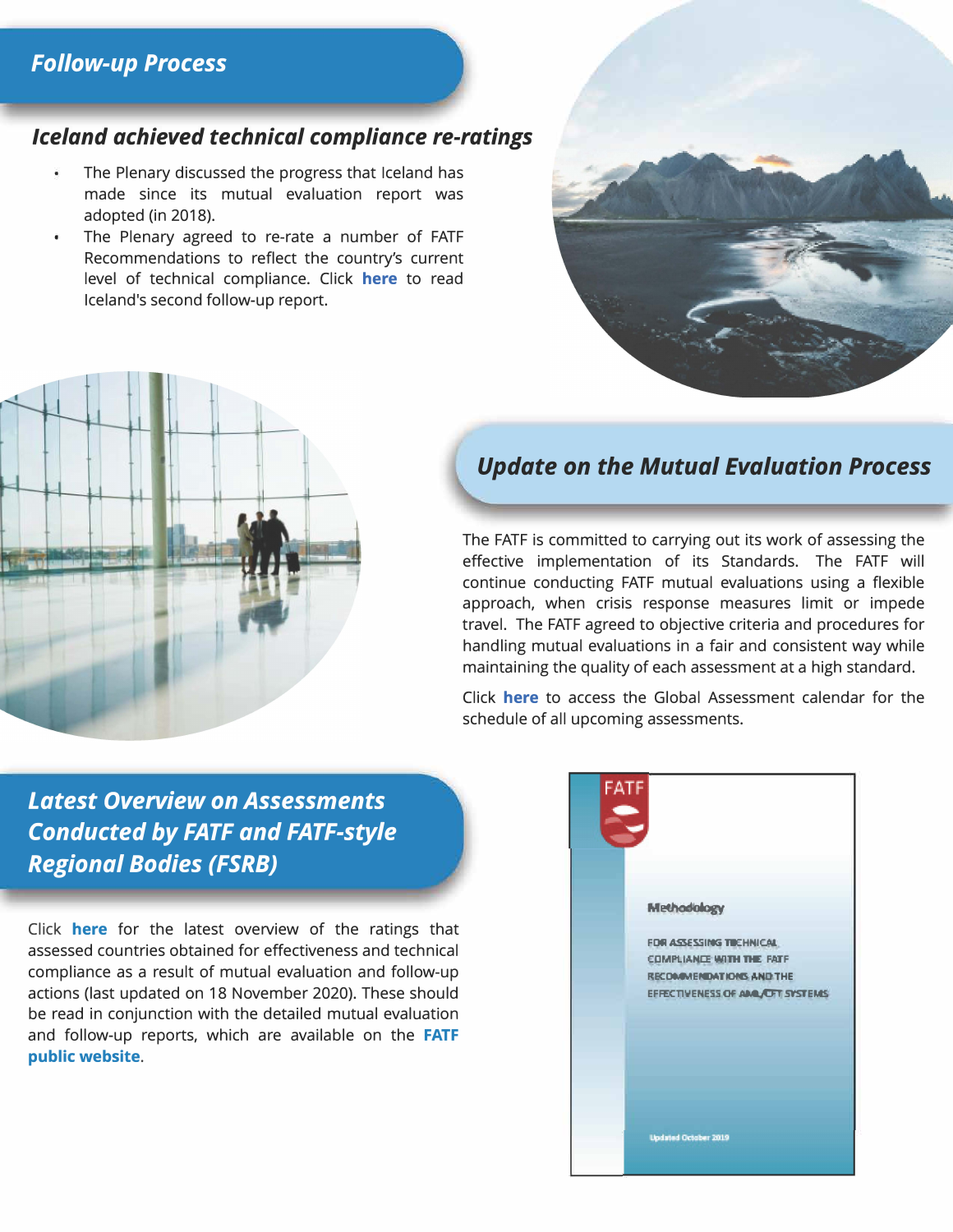## *Follow-up Process*

### *Iceland achieved technical compliance re-ratings*

- The Plenary discussed the progress that Iceland has made since its mutual evaluation report was adopted (in 2018).
- The Plenary agreed to re-rate a number of FATF Recommendations to reflect the country's current level of technical compliance. Click **here** to read Iceland's second follow-up report.

## *Update on the Mutual Evaluation Process*

The FATF is committed to carrying out its work of assessing the effective implementation of its Standards. The FATF will continue conducting FATF mutual evaluations using a flexible approach, when crisis response measures limit or impede travel. The FATF agreed to objective criteria and procedures for handling mutual evaluations in a fair and consistent way while maintaining the quality of each assessment at a high standard.

Click **here** to access the Global Assessment calendar for the schedule of all upcoming assessments.

## *Latest Overview on Assessments Conducted by FATF and FATF-style Regional Bodies (FSRB)*

Click **here** for the latest overview of the ratings that assessed countries obtained for effectiveness and technical compliance as a result of mutual evaluation and follow-up actions (last updated on 18 November 2020). These should be read in conjunction with the detailed mutual evaluation and follow-up reports, which are available on the **FATF public website**.

FATF

Methodology

FOR ASSESSING TECHNICAL COMPLIANCE WITH THE FATF RECOMMENDATIONS AND THE EFFECTIVENESS OF AML/CFT SYSTEMS

Updated October 2019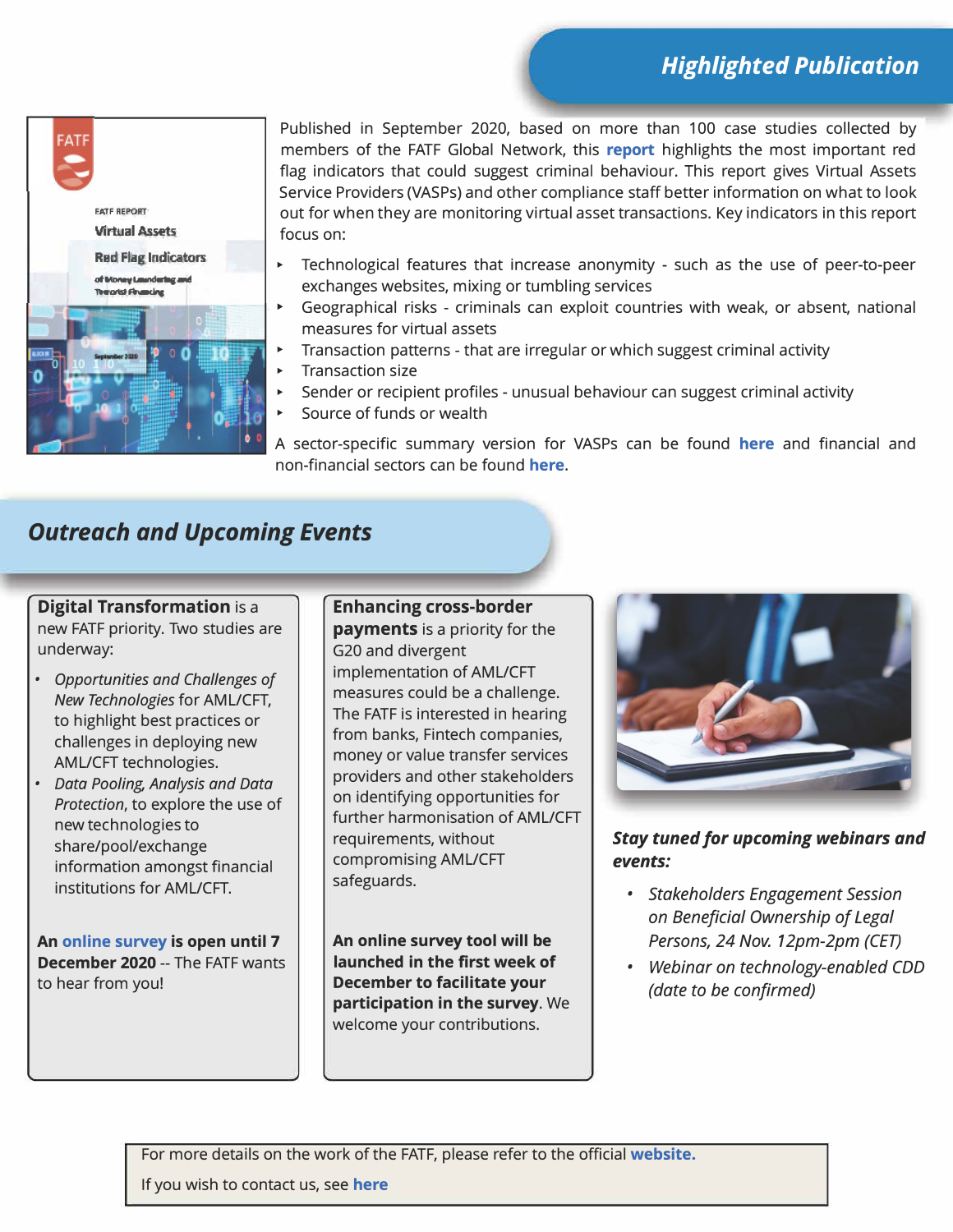## Highlighted Publication

Published in September 2020, based on more than 100 case studies collected by members of the FATF Global Network, this **report** highlights the most important red flag indicators that could suggest criminal behaviour. This report gives Virtual Assets Service Providers (VASPs) and other compliance staff better information on what to look out for when they are monitoring virtual asset transactions. Key indicators in this report focus on:

- Technological features that increase anonymity - such as the use of peer-to-peer exchanges websites, mixing or tumbling services
- Geographical risks - criminals can exploit countries with weak, or absent, national measures for virtual assets
- Transaction patterns - that are irregular or which suggest criminal activity
- Transaction size
- Sender or recipient profiles - unusual behaviour can suggest criminal activity
- Source of funds or wealth

A sector-specific summary version for VASPs can be found **here** and financial and non-financial sectors can be found **here**.

## Outreach and Upcoming Events

**Digital Transformation** is a new FATF priority. Two studies are underway:

- *Opportunities and Challenges of New Technologies* for AML/CFT, to highlight best practices or challenges in deploying new AML/CFT technologies.
- *Data Pooling, Analysis and Data Protection*, to explore the use of new technologies to share/pool/exchange information amongst financial institutions for AML/CFT.

**An online survey is open until 7 December 2020** -- The FATF wants to hear from you!

**Enhancing cross-border payments** is a priority for the G20 and divergent implementation of AML/CFT measures could be a challenge. The FATF is interested in hearing from banks, Fintech companies, money or value transfer services providers and other stakeholders on identifying opportunities for further harmonisation of AML/CFT requirements, without compromising AML/CFT safeguards.

**An online survey tool will be launched in the first week of December to facilitate your participation in the survey**. We welcome your contributions.

***Stay tuned for upcoming webinars and events:***

- *Stakeholders Engagement Session on Beneficial Ownership of Legal Persons, 24 Nov. 12pm-2pm (CET)*
- *Webinar on technology-enabled CDD (date to be confirmed)*

For more details on the work of the FATF, please refer to the official **website.**

If you wish to contact us, see **here**